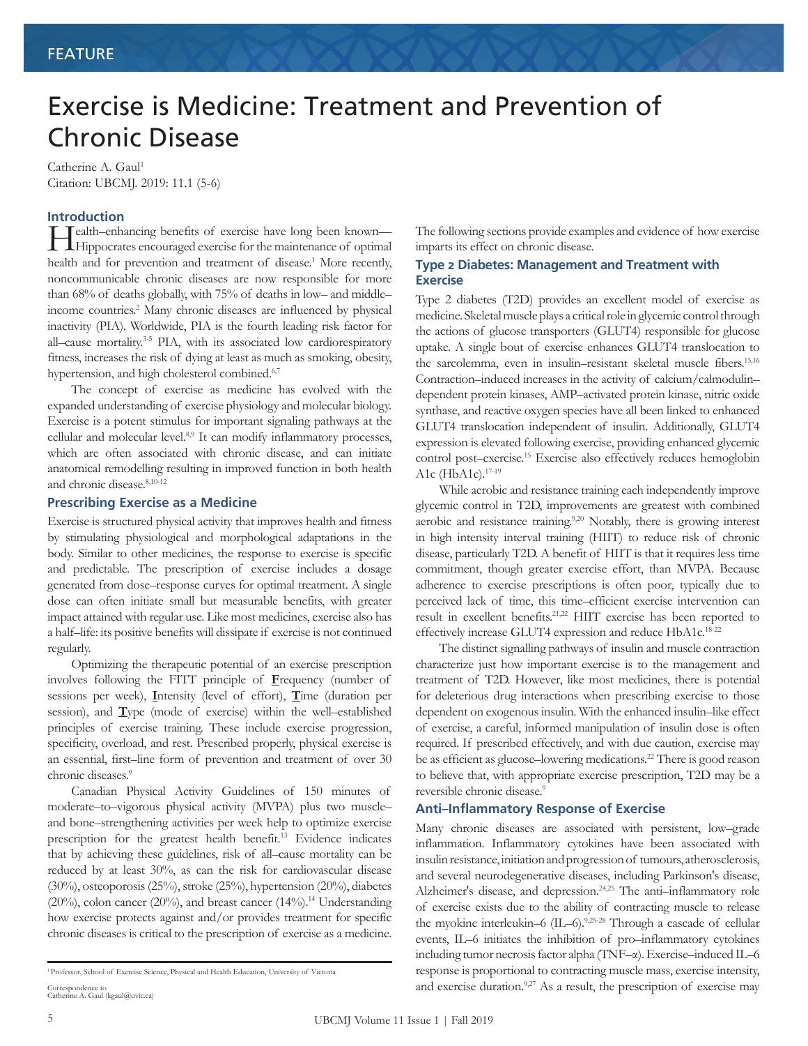FEATURE

# Exercise is Medicine: Treatment and Prevention of Chronic Disease

Catherine A. Gaul[1]
Citation: UBCMJ. 2019: 11.1 (5-6)

## Introduction

Health–enhancing benefits of exercise have long been known—Hippocrates encouraged exercise for the maintenance of optimal health and for prevention and treatment of disease.[1] More recently, noncommunicable chronic diseases are now responsible for more than 68% of deaths globally, with 75% of deaths in low– and middle–income countries.[2] Many chronic diseases are influenced by physical inactivity (PIA). Worldwide, PIA is the fourth leading risk factor for all–cause mortality.[3-5] PIA, with its associated low cardiorespiratory fitness, increases the risk of dying at least as much as smoking, obesity, hypertension, and high cholesterol combined.[6,7]

The concept of exercise as medicine has evolved with the expanded understanding of exercise physiology and molecular biology. Exercise is a potent stimulus for important signaling pathways at the cellular and molecular level.[8,9] It can modify inflammatory processes, which are often associated with chronic disease, and can initiate anatomical remodelling resulting in improved function in both health and chronic disease.[8,10-12]

## Prescribing Exercise as a Medicine

Exercise is structured physical activity that improves health and fitness by stimulating physiological and morphological adaptations in the body. Similar to other medicines, the response to exercise is specific and predictable. The prescription of exercise includes a dosage generated from dose–response curves for optimal treatment. A single dose can often initiate small but measurable benefits, with greater impact attained with regular use. Like most medicines, exercise also has a half–life: its positive benefits will dissipate if exercise is not continued regularly.

Optimizing the therapeutic potential of an exercise prescription involves following the FITT principle of **F**requency (number of sessions per week), **I**ntensity (level of effort), **T**ime (duration per session), and **T**ype (mode of exercise) within the well–established principles of exercise training. These include exercise progression, specificity, overload, and rest. Prescribed properly, physical exercise is an essential, first–line form of prevention and treatment of over 30 chronic diseases.[9]

Canadian Physical Activity Guidelines of 150 minutes of moderate–to–vigorous physical activity (MVPA) plus two muscle– and bone–strengthening activities per week help to optimize exercise prescription for the greatest health benefit.[13] Evidence indicates that by achieving these guidelines, risk of all–cause mortality can be reduced by at least 30%, as can the risk for cardiovascular disease (30%), osteoporosis (25%), stroke (25%), hypertension (20%), diabetes (20%), colon cancer (20%), and breast cancer (14%).[14] Understanding how exercise protects against and/or provides treatment for specific chronic diseases is critical to the prescription of exercise as a medicine. The following sections provide examples and evidence of how exercise imparts its effect on chronic disease.

## Type 2 Diabetes: Management and Treatment with Exercise

Type 2 diabetes (T2D) provides an excellent model of exercise as medicine. Skeletal muscle plays a critical role in glycemic control through the actions of glucose transporters (GLUT4) responsible for glucose uptake. A single bout of exercise enhances GLUT4 translocation to the sarcolemma, even in insulin–resistant skeletal muscle fibers.[15,16] Contraction–induced increases in the activity of calcium/calmodulin–dependent protein kinases, AMP–activated protein kinase, nitric oxide synthase, and reactive oxygen species have all been linked to enhanced GLUT4 translocation independent of insulin. Additionally, GLUT4 expression is elevated following exercise, providing enhanced glycemic control post–exercise.[15] Exercise also effectively reduces hemoglobin A1c (HbA1c).[17-19]

While aerobic and resistance training each independently improve glycemic control in T2D, improvements are greatest with combined aerobic and resistance training.[9,20] Notably, there is growing interest in high intensity interval training (HIIT) to reduce risk of chronic disease, particularly T2D. A benefit of HIIT is that it requires less time commitment, though greater exercise effort, than MVPA. Because adherence to exercise prescriptions is often poor, typically due to perceived lack of time, this time–efficient exercise intervention can result in excellent benefits.[21,22] HIIT exercise has been reported to effectively increase GLUT4 expression and reduce HbA1c.[18-22]

The distinct signalling pathways of insulin and muscle contraction characterize just how important exercise is to the management and treatment of T2D. However, like most medicines, there is potential for deleterious drug interactions when prescribing exercise to those dependent on exogenous insulin. With the enhanced insulin–like effect of exercise, a careful, informed manipulation of insulin dose is often required. If prescribed effectively, and with due caution, exercise may be as efficient as glucose–lowering medications.[22] There is good reason to believe that, with appropriate exercise prescription, T2D may be a reversible chronic disease.[9]

## Anti–Inflammatory Response of Exercise

Many chronic diseases are associated with persistent, low–grade inflammation. Inflammatory cytokines have been associated with insulin resistance, initiation and progression of tumours, atherosclerosis, and several neurodegenerative diseases, including Parkinson's disease, Alzheimer's disease, and depression.[24,25] The anti–inflammatory role of exercise exists due to the ability of contracting muscle to release the myokine interleukin–6 (IL–6).[9,25-28] Through a cascade of cellular events, IL–6 initiates the inhibition of pro–inflammatory cytokines including tumor necrosis factor alpha (TNF–α). Exercise–induced IL–6 response is proportional to contracting muscle mass, exercise intensity, and exercise duration.[9,27] As a result, the prescription of exercise may

---

[1] Professor, School of Exercise Science, Physical and Health Education, University of Victoria

Correspondence to
Catherine A. Gaul (kgaul@uvic.ca)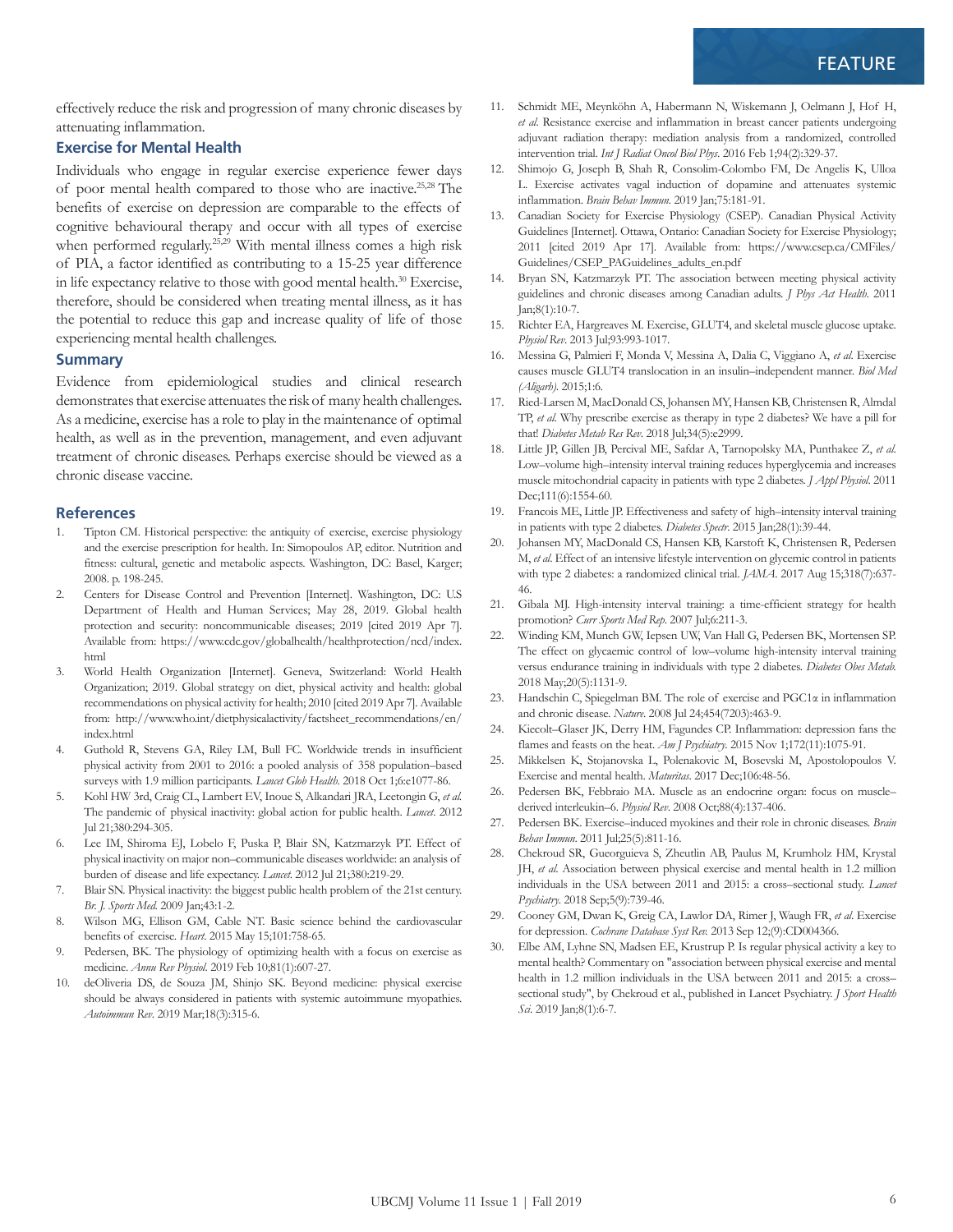effectively reduce the risk and progression of many chronic diseases by attenuating inflammation.

### Exercise for Mental Health

Individuals who engage in regular exercise experience fewer days of poor mental health compared to those who are inactive.[25,28] The benefits of exercise on depression are comparable to the effects of cognitive behavioural therapy and occur with all types of exercise when performed regularly.[25,29] With mental illness comes a high risk of PIA, a factor identified as contributing to a 15-25 year difference in life expectancy relative to those with good mental health.[30] Exercise, therefore, should be considered when treating mental illness, as it has the potential to reduce this gap and increase quality of life of those experiencing mental health challenges.

### Summary

Evidence from epidemiological studies and clinical research demonstrates that exercise attenuates the risk of many health challenges. As a medicine, exercise has a role to play in the maintenance of optimal health, as well as in the prevention, management, and even adjuvant treatment of chronic diseases. Perhaps exercise should be viewed as a chronic disease vaccine.

### References

1. Tipton CM. Historical perspective: the antiquity of exercise, exercise physiology and the exercise prescription for health. In: Simopoulos AP, editor. Nutrition and fitness: cultural, genetic and metabolic aspects. Washington, DC: Basel, Karger; 2008. p. 198-245.
2. Centers for Disease Control and Prevention [Internet]. Washington, DC: U.S Department of Health and Human Services; May 28, 2019. Global health protection and security: noncommunicable diseases; 2019 [cited 2019 Apr 7]. Available from: https://www.cdc.gov/globalhealth/healthprotection/ncd/index.html
3. World Health Organization [Internet]. Geneva, Switzerland: World Health Organization; 2019. Global strategy on diet, physical activity and health: global recommendations on physical activity for health; 2010 [cited 2019 Apr 7]. Available from: http://www.who.int/dietphysicalactivity/factsheet_recommendations/en/index.html
4. Guthold R, Stevens GA, Riley LM, Bull FC. Worldwide trends in insufficient physical activity from 2001 to 2016: a pooled analysis of 358 population–based surveys with 1.9 million participants. *Lancet Glob Health*. 2018 Oct 1;6:e1077-86.
5. Kohl HW 3rd, Craig CL, Lambert EV, Inoue S, Alkandari JRA, Leetongin G, *et al.* The pandemic of physical inactivity: global action for public health. *Lancet*. 2012 Jul 21;380:294-305.
6. Lee IM, Shiroma EJ, Lobelo F, Puska P, Blair SN, Katzmarzyk PT. Effect of physical inactivity on major non–communicable diseases worldwide: an analysis of burden of disease and life expectancy. *Lancet*. 2012 Jul 21;380:219-29.
7. Blair SN. Physical inactivity: the biggest public health problem of the 21st century. *Br. J. Sports Med.* 2009 Jan;43:1-2.
8. Wilson MG, Ellison GM, Cable NT. Basic science behind the cardiovascular benefits of exercise. *Heart*. 2015 May 15;101:758-65.
9. Pedersen, BK. The physiology of optimizing health with a focus on exercise as medicine. *Annu Rev Physiol*. 2019 Feb 10;81(1):607-27.
10. deOliveria DS, de Souza JM, Shinjo SK. Beyond medicine: physical exercise should be always considered in patients with systemic autoimmune myopathies. *Autoimmun Rev*. 2019 Mar;18(3):315-6.
11. Schmidt ME, Meynköhn A, Habermann N, Wiskemann J, Oelmann J, Hof H, *et al.* Resistance exercise and inflammation in breast cancer patients undergoing adjuvant radiation therapy: mediation analysis from a randomized, controlled intervention trial. *Int J Radiat Oncol Biol Phys*. 2016 Feb 1;94(2):329-37.
12. Shimojo G, Joseph B, Shah R, Consolim-Colombo FM, De Angelis K, Ulloa L. Exercise activates vagal induction of dopamine and attenuates systemic inflammation. *Brain Behav Immun*. 2019 Jan;75:181-91.
13. Canadian Society for Exercise Physiology (CSEP). Canadian Physical Activity Guidelines [Internet]. Ottawa, Ontario: Canadian Society for Exercise Physiology; 2011 [cited 2019 Apr 17]. Available from: https://www.csep.ca/CMFiles/Guidelines/CSEP_PAGuidelines_adults_en.pdf
14. Bryan SN, Katzmarzyk PT. The association between meeting physical activity guidelines and chronic diseases among Canadian adults. *J Phys Act Health*. 2011 Jan;8(1):10-7.
15. Richter EA, Hargreaves M. Exercise, GLUT4, and skeletal muscle glucose uptake. *Physiol Rev*. 2013 Jul;93:993-1017.
16. Messina G, Palmieri F, Monda V, Messina A, Dalia C, Viggiano A, *et al.* Exercise causes muscle GLUT4 translocation in an insulin–independent manner. *Biol Med (Aligarh)*. 2015;1:6.
17. Ried-Larsen M, MacDonald CS, Johansen MY, Hansen KB, Christensen R, Almdal TP, *et al.* Why prescribe exercise as therapy in type 2 diabetes? We have a pill for that! *Diabetes Metab Res Rev*. 2018 Jul;34(5):e2999.
18. Little JP, Gillen JB, Percival ME, Safdar A, Tarnopolsky MA, Punthakee Z, *et al.* Low–volume high–intensity interval training reduces hyperglycemia and increases muscle mitochondrial capacity in patients with type 2 diabetes. *J Appl Physiol*. 2011 Dec;111(6):1554-60.
19. Francois ME, Little JP. Effectiveness and safety of high–intensity interval training in patients with type 2 diabetes. *Diabetes Spectr*. 2015 Jan;28(1):39-44.
20. Johansen MY, MacDonald CS, Hansen KB, Karstoft K, Christensen R, Pedersen M, *et al.* Effect of an intensive lifestyle intervention on glycemic control in patients with type 2 diabetes: a randomized clinical trial. *JAMA*. 2017 Aug 15;318(7):637-46.
21. Gibala MJ. High-intensity interval training: a time-efficient strategy for health promotion? *Curr Sports Med Rep*. 2007 Jul;6:211-3.
22. Winding KM, Munch GW, Iepsen UW, Van Hall G, Pedersen BK, Mortensen SP. The effect on glycaemic control of low–volume high-intensity interval training versus endurance training in individuals with type 2 diabetes. *Diabetes Obes Metab*. 2018 May;20(5):1131-9.
23. Handschin C, Spiegelman BM. The role of exercise and PGC1α in inflammation and chronic disease. *Nature*. 2008 Jul 24;454(7203):463-9.
24. Kiecolt–Glaser JK, Derry HM, Fagundes CP. Inflammation: depression fans the flames and feasts on the heat. *Am J Psychiatry*. 2015 Nov 1;172(11):1075-91.
25. Mikkelsen K, Stojanovska L, Polenakovic M, Bosevski M, Apostolopoulos V. Exercise and mental health. *Maturitas*. 2017 Dec;106:48-56.
26. Pedersen BK, Febbraio MA. Muscle as an endocrine organ: focus on muscle–derived interleukin–6. *Physiol Rev*. 2008 Oct;88(4):137-406.
27. Pedersen BK. Exercise–induced myokines and their role in chronic diseases. *Brain Behav Immun*. 2011 Jul;25(5):811-16.
28. Chekroud SR, Gueorguieva S, Zheutlin AB, Paulus M, Krumholz HM, Krystal JH, *et al.* Association between physical exercise and mental health in 1.2 million individuals in the USA between 2011 and 2015: a cross–sectional study. *Lancet Psychiatry*. 2018 Sep;5(9):739-46.
29. Cooney GM, Dwan K, Greig CA, Lawlor DA, Rimer J, Waugh FR, *et al.* Exercise for depression. *Cochrane Database Syst Rev.* 2013 Sep 12;(9):CD004366.
30. Elbe AM, Lyhne SN, Madsen EE, Krustrup P. Is regular physical activity a key to mental health? Commentary on "association between physical exercise and mental health in 1.2 million individuals in the USA between 2011 and 2015: a cross–sectional study", by Chekroud et al., published in Lancet Psychiatry. *J Sport Health Sci*. 2019 Jan;8(1):6-7.